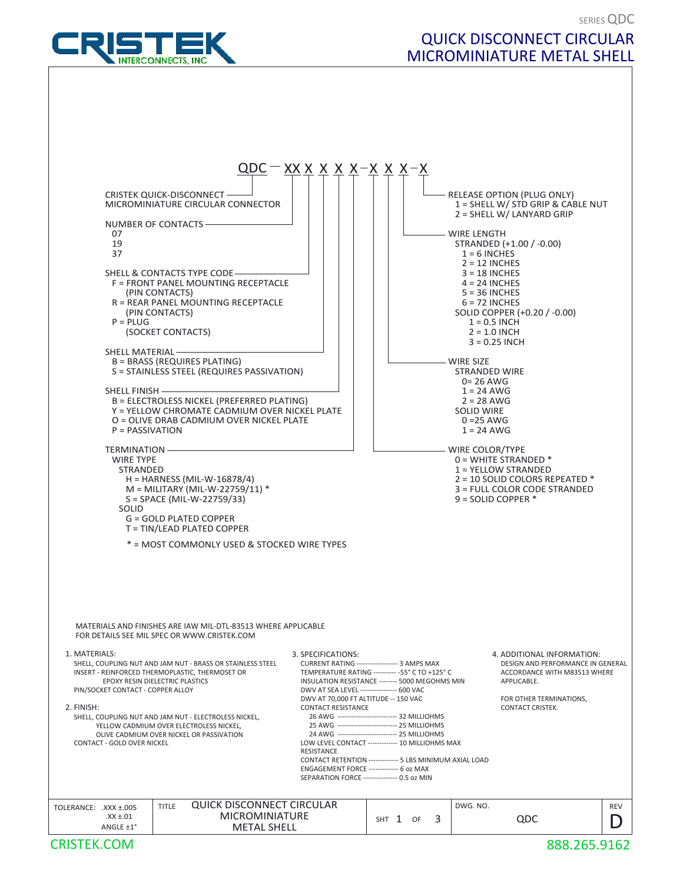# CRISTEK INTERCONNECTS, INC

SERIES QDC

## QUICK DISCONNECT CIRCULAR MICROMINIATURE METAL SHELL

**QDC – XX X X X X – X X X – X**

CRISTEK QUICK-DISCONNECT MICROMINIATURE CIRCULAR CONNECTOR

NUMBER OF CONTACTS
- 07
- 19
- 37

SHELL & CONTACTS TYPE CODE
- F = FRONT PANEL MOUNTING RECEPTACLE (PIN CONTACTS)
- R = REAR PANEL MOUNTING RECEPTACLE (PIN CONTACTS)
- P = PLUG (SOCKET CONTACTS)

SHELL MATERIAL
- B = BRASS (REQUIRES PLATING)
- S = STAINLESS STEEL (REQUIRES PASSIVATION)

SHELL FINISH
- B = ELECTROLESS NICKEL (PREFERRED PLATING)
- Y = YELLOW CHROMATE CADMIUM OVER NICKEL PLATE
- O = OLIVE DRAB CADMIUM OVER NICKEL PLATE
- P = PASSIVATION

TERMINATION

WIRE TYPE
- STRANDED
  - H = HARNESS (MIL-W-16878/4)
  - M = MILITARY (MIL-W-22759/11) *
  - S = SPACE (MIL-W-22759/33)
- SOLID
  - G = GOLD PLATED COPPER
  - T = TIN/LEAD PLATED COPPER

\* = MOST COMMONLY USED & STOCKED WIRE TYPES

RELEASE OPTION (PLUG ONLY)
- 1 = SHELL W/ STD GRIP & CABLE NUT
- 2 = SHELL W/ LANYARD GRIP

WIRE LENGTH
- STRANDED (+1.00 / -0.00)
  - 1 = 6 INCHES
  - 2 = 12 INCHES
  - 3 = 18 INCHES
  - 4 = 24 INCHES
  - 5 = 36 INCHES
  - 6 = 72 INCHES
- SOLID COPPER (+0.20 / -0.00)
  - 1 = 0.5 INCH
  - 2 = 1.0 INCH
  - 3 = 0.25 INCH

WIRE SIZE
- STRANDED WIRE
  - 0= 26 AWG
  - 1 = 24 AWG
  - 2 = 28 AWG
- SOLID WIRE
  - 0 =25 AWG
  - 1 = 24 AWG

WIRE COLOR/TYPE
- 0 = WHITE STRANDED *
- 1 = YELLOW STRANDED
- 2 = 10 SOLID COLORS REPEATED *
- 3 = FULL COLOR CODE STRANDED
- 9 = SOLID COPPER *

MATERIALS AND FINISHES ARE IAW MIL-DTL-83513 WHERE APPLICABLE
FOR DETAILS SEE MIL SPEC OR WWW.CRISTEK.COM

1. MATERIALS:
   - SHELL, COUPLING NUT AND JAM NUT - BRASS OR STAINLESS STEEL
   - INSERT - REINFORCED THERMOPLASTIC, THERMOSET OR EPOXY RESIN DIELECTRIC PLASTICS
   - PIN/SOCKET CONTACT - COPPER ALLOY

2. FINISH:
   - SHELL, COUPLING NUT AND JAM NUT - ELECTROLESS NICKEL, YELLOW CADMIUM OVER ELECTROLESS NICKEL, OLIVE CADMIUM OVER NICKEL OR PASSIVATION
   - CONTACT - GOLD OVER NICKEL

3. SPECIFICATIONS:
   - CURRENT RATING ------------------ 3 AMPS MAX
   - TEMPERATURE RATING ---------- -55° C TO +125° C
   - INSULATION RESISTANCE -------- 5000 MEGOHMS MIN
   - DWV AT SEA LEVEL ---------------- 600 VAC
   - DWV AT 70,000 FT ALTITUDE -- 150 VAC
   - CONTACT RESISTANCE
     - 26 AWG -------------------------- 32 MILLIOHMS
     - 25 AWG -------------------------- 25 MILLIOHMS
     - 24 AWG -------------------------- 25 MILLIOHMS
   - LOW LEVEL CONTACT ------------- 10 MILLIOHMS MAX RESISTANCE
   - CONTACT RETENTION ------------- 5 LBS MINIMUM AXIAL LOAD
   - ENGAGEMENT FORCE ------------- 6 oz MAX
   - SEPARATION FORCE --------------- 0.5 oz MIN

4. ADDITIONAL INFORMATION:
   - DESIGN AND PERFORMANCE IN GENERAL ACCORDANCE WITH M83513 WHERE APPLICABLE.
   - FOR OTHER TERMINATIONS, CONTACT CRISTEK.

| TOLERANCE: .XXX ±.005 .XX ±.01 ANGLE ±1° | TITLE: QUICK DISCONNECT CIRCULAR MICROMINIATURE METAL SHELL | SHT 1 OF 3 | DWG. NO. QDC | REV D |
|---|---|---|---|---|

CRISTEK.COM 888.265.9162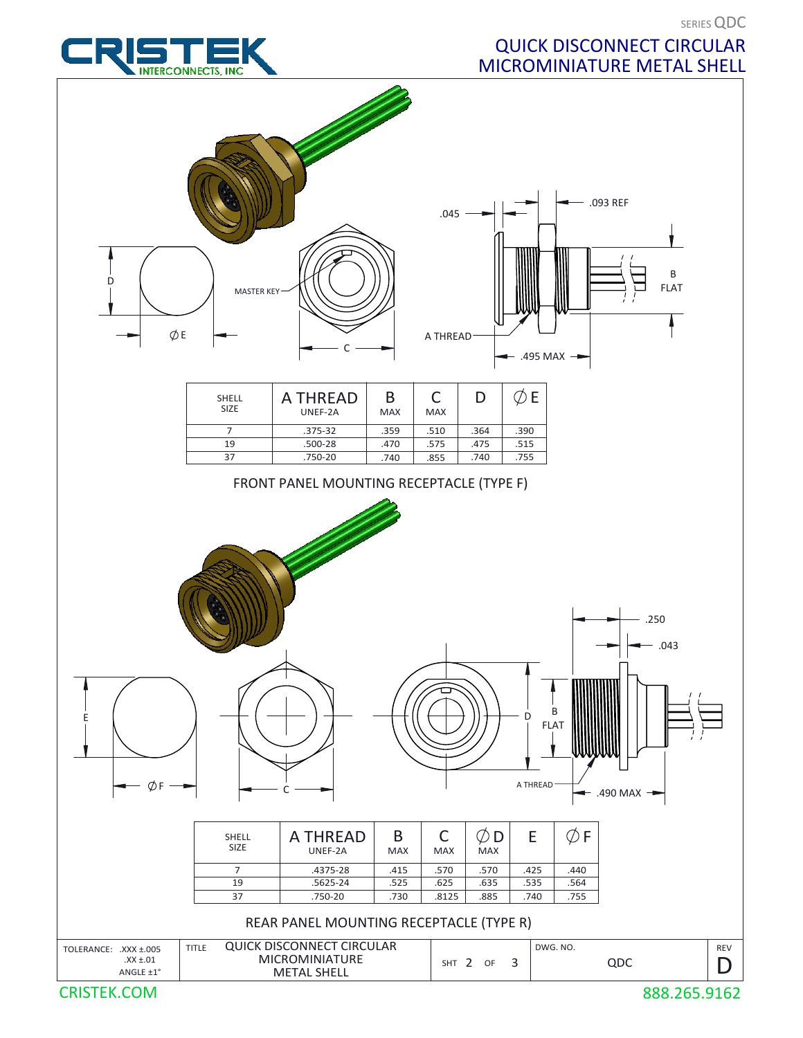# QUICK DISCONNECT CIRCULAR MICROMINIATURE METAL SHELL

SERIES QDC

.045 .093 REF

D ∅E MASTER KEY C A THREAD .495 MAX B FLAT

| SHELL SIZE | A THREAD UNEF-2A | B MAX | C MAX | D | ∅E |
|---|---|---|---|---|---|
| 7 | .375-32 | .359 | .510 | .364 | .390 |
| 19 | .500-28 | .470 | .575 | .475 | .515 |
| 37 | .750-20 | .740 | .855 | .740 | .755 |

## FRONT PANEL MOUNTING RECEPTACLE (TYPE F)

.250 .043

E ∅F C D B FLAT A THREAD .490 MAX

| SHELL SIZE | A THREAD UNEF-2A | B MAX | C MAX | ∅D MAX | E | ∅F |
|---|---|---|---|---|---|---|
| 7 | .4375-28 | .415 | .570 | .570 | .425 | .440 |
| 19 | .5625-24 | .525 | .625 | .635 | .535 | .564 |
| 37 | .750-20 | .730 | .8125 | .885 | .740 | .755 |

## REAR PANEL MOUNTING RECEPTACLE (TYPE R)

| TOLERANCE: .XXX ±.005 .XX ±.01 ANGLE ±1° | TITLE QUICK DISCONNECT CIRCULAR MICROMINIATURE METAL SHELL | SHT 2 OF 3 | DWG. NO. QDC | REV D |
|---|---|---|---|---|

CRISTEK.COM 888.265.9162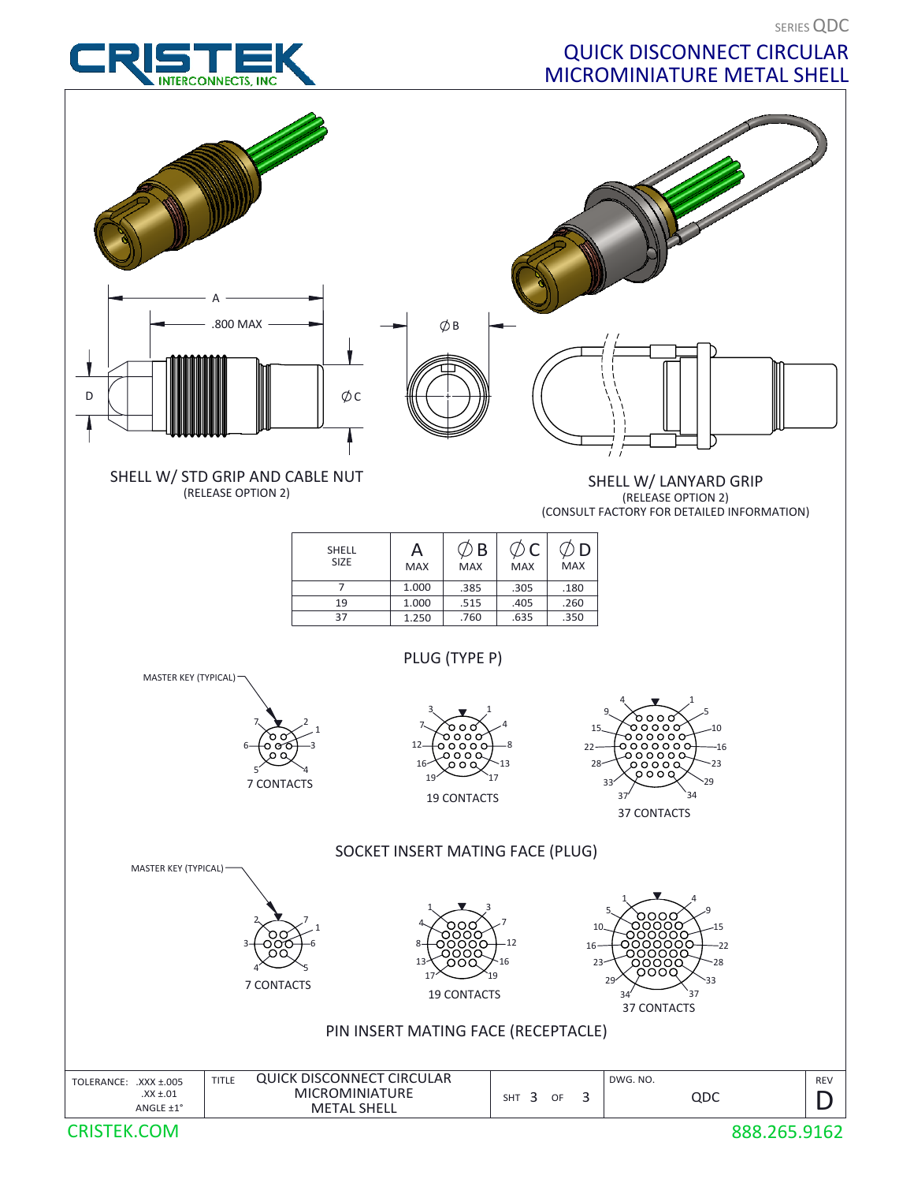SERIES QDC

# QUICK DISCONNECT CIRCULAR MICROMINIATURE METAL SHELL

A

.800 MAX

D

∅ C

∅ B

SHELL W/ STD GRIP AND CABLE NUT
(RELEASE OPTION 2)

SHELL W/ LANYARD GRIP
(RELEASE OPTION 2)
(CONSULT FACTORY FOR DETAILED INFORMATION)

| SHELL SIZE | A MAX | ∅ B MAX | ∅ C MAX | ∅ D MAX |
|---|---|---|---|---|
| 7 | 1.000 | .385 | .305 | .180 |
| 19 | 1.000 | .515 | .405 | .260 |
| 37 | 1.250 | .760 | .635 | .350 |

## PLUG (TYPE P)

MASTER KEY (TYPICAL)

7 CONTACTS

19 CONTACTS

37 CONTACTS

SOCKET INSERT MATING FACE (PLUG)

MASTER KEY (TYPICAL)

7 CONTACTS

19 CONTACTS

37 CONTACTS

PIN INSERT MATING FACE (RECEPTACLE)

| | | | | |
|---|---|---|---|---|
| TOLERANCE: .XXX ±.005 .XX ±.01 ANGLE ±1° | TITLE QUICK DISCONNECT CIRCULAR MICROMINIATURE METAL SHELL | SHT 3 OF 3 | DWG. NO. QDC | REV D |

CRISTEK.COM    888.265.9162